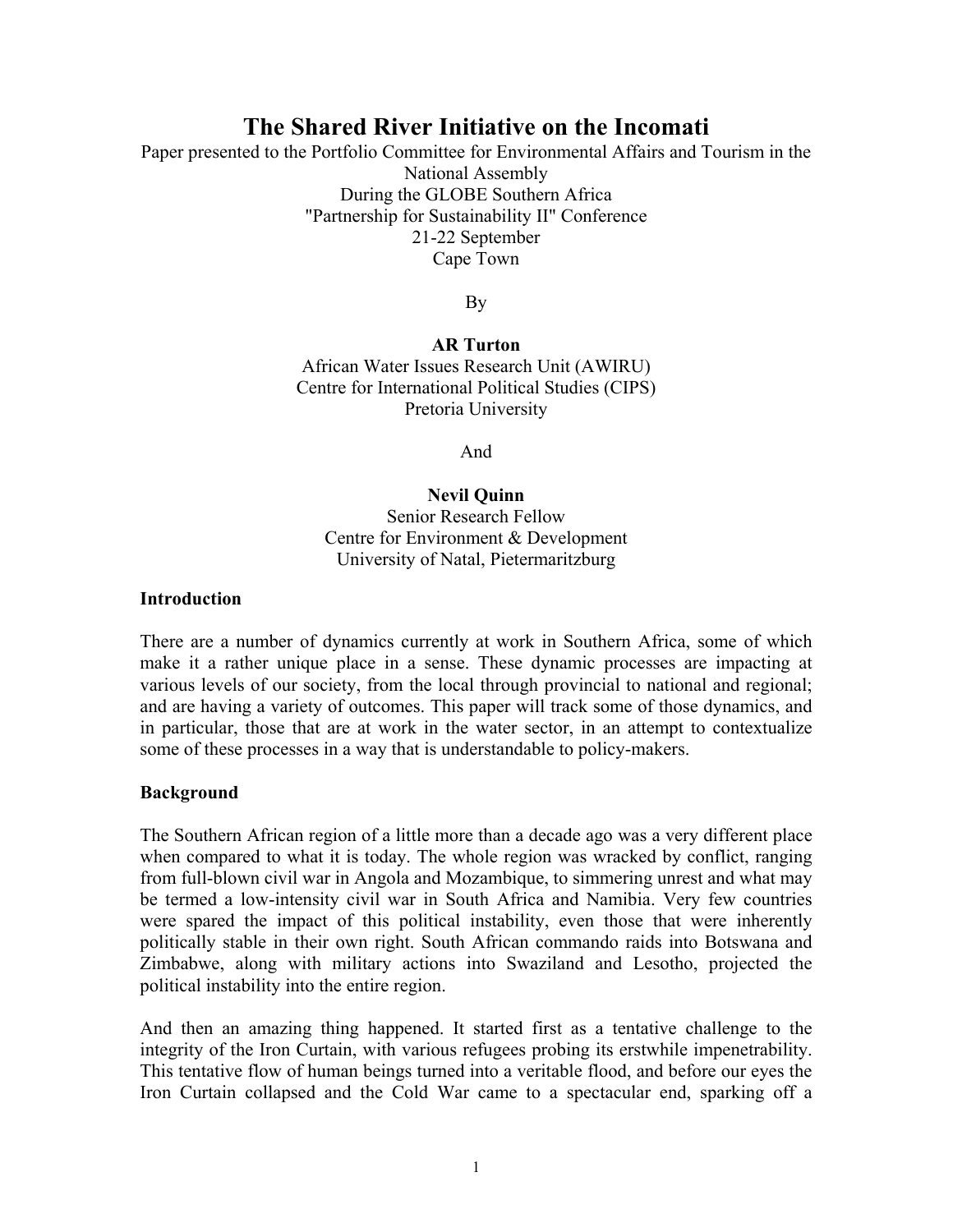# The Shared River Initiative on the Incomati

Paper presented to the Portfolio Committee for Environmental Affairs and Tourism in the National Assembly
During the GLOBE Southern Africa
"Partnership for Sustainability II" Conference
21-22 September
Cape Town

By

**AR Turton**
African Water Issues Research Unit (AWIRU)
Centre for International Political Studies (CIPS)
Pretoria University

And

**Nevil Quinn**
Senior Research Fellow
Centre for Environment & Development
University of Natal, Pietermaritzburg

## Introduction

There are a number of dynamics currently at work in Southern Africa, some of which make it a rather unique place in a sense. These dynamic processes are impacting at various levels of our society, from the local through provincial to national and regional; and are having a variety of outcomes. This paper will track some of those dynamics, and in particular, those that are at work in the water sector, in an attempt to contextualize some of these processes in a way that is understandable to policy-makers.

## Background

The Southern African region of a little more than a decade ago was a very different place when compared to what it is today. The whole region was wracked by conflict, ranging from full-blown civil war in Angola and Mozambique, to simmering unrest and what may be termed a low-intensity civil war in South Africa and Namibia. Very few countries were spared the impact of this political instability, even those that were inherently politically stable in their own right. South African commando raids into Botswana and Zimbabwe, along with military actions into Swaziland and Lesotho, projected the political instability into the entire region.

And then an amazing thing happened. It started first as a tentative challenge to the integrity of the Iron Curtain, with various refugees probing its erstwhile impenetrability. This tentative flow of human beings turned into a veritable flood, and before our eyes the Iron Curtain collapsed and the Cold War came to a spectacular end, sparking off a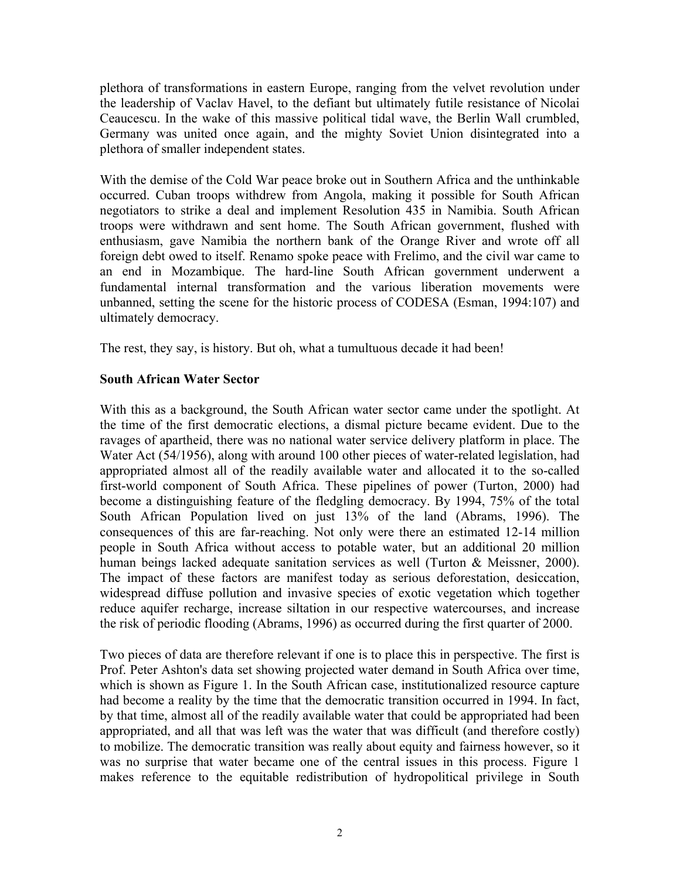plethora of transformations in eastern Europe, ranging from the velvet revolution under the leadership of Vaclav Havel, to the defiant but ultimately futile resistance of Nicolai Ceaucescu. In the wake of this massive political tidal wave, the Berlin Wall crumbled, Germany was united once again, and the mighty Soviet Union disintegrated into a plethora of smaller independent states.

With the demise of the Cold War peace broke out in Southern Africa and the unthinkable occurred. Cuban troops withdrew from Angola, making it possible for South African negotiators to strike a deal and implement Resolution 435 in Namibia. South African troops were withdrawn and sent home. The South African government, flushed with enthusiasm, gave Namibia the northern bank of the Orange River and wrote off all foreign debt owed to itself. Renamo spoke peace with Frelimo, and the civil war came to an end in Mozambique. The hard-line South African government underwent a fundamental internal transformation and the various liberation movements were unbanned, setting the scene for the historic process of CODESA (Esman, 1994:107) and ultimately democracy.

The rest, they say, is history. But oh, what a tumultuous decade it had been!

## South African Water Sector

With this as a background, the South African water sector came under the spotlight. At the time of the first democratic elections, a dismal picture became evident. Due to the ravages of apartheid, there was no national water service delivery platform in place. The Water Act (54/1956), along with around 100 other pieces of water-related legislation, had appropriated almost all of the readily available water and allocated it to the so-called first-world component of South Africa. These pipelines of power (Turton, 2000) had become a distinguishing feature of the fledgling democracy. By 1994, 75% of the total South African Population lived on just 13% of the land (Abrams, 1996). The consequences of this are far-reaching. Not only were there an estimated 12-14 million people in South Africa without access to potable water, but an additional 20 million human beings lacked adequate sanitation services as well (Turton & Meissner, 2000). The impact of these factors are manifest today as serious deforestation, desiccation, widespread diffuse pollution and invasive species of exotic vegetation which together reduce aquifer recharge, increase siltation in our respective watercourses, and increase the risk of periodic flooding (Abrams, 1996) as occurred during the first quarter of 2000.

Two pieces of data are therefore relevant if one is to place this in perspective. The first is Prof. Peter Ashton's data set showing projected water demand in South Africa over time, which is shown as Figure 1. In the South African case, institutionalized resource capture had become a reality by the time that the democratic transition occurred in 1994. In fact, by that time, almost all of the readily available water that could be appropriated had been appropriated, and all that was left was the water that was difficult (and therefore costly) to mobilize. The democratic transition was really about equity and fairness however, so it was no surprise that water became one of the central issues in this process. Figure 1 makes reference to the equitable redistribution of hydropolitical privilege in South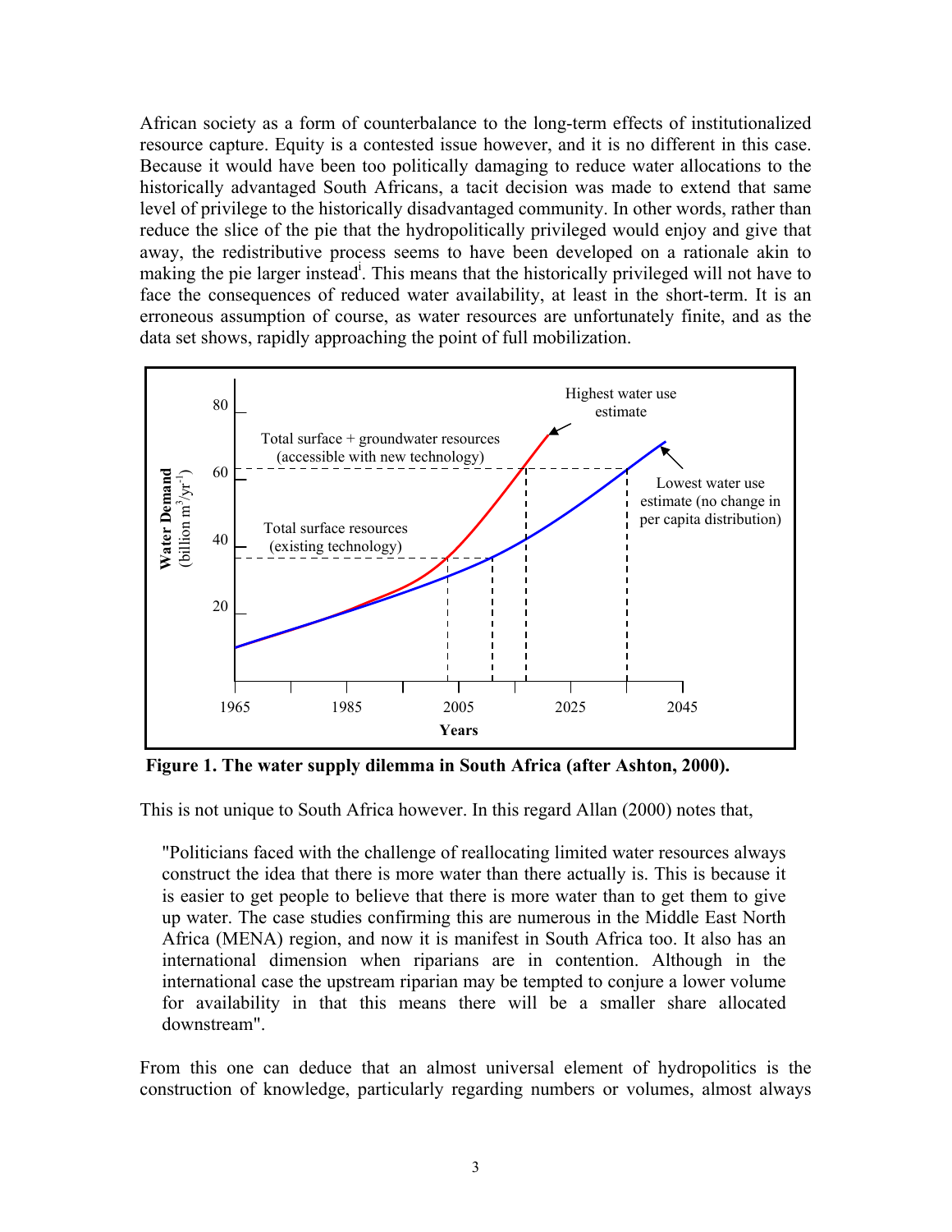African society as a form of counterbalance to the long-term effects of institutionalized resource capture. Equity is a contested issue however, and it is no different in this case. Because it would have been too politically damaging to reduce water allocations to the historically advantaged South Africans, a tacit decision was made to extend that same level of privilege to the historically disadvantaged community. In other words, rather than reduce the slice of the pie that the hydropolitically privileged would enjoy and give that away, the redistributive process seems to have been developed on a rationale akin to making the pie larger instead[i]. This means that the historically privileged will not have to face the consequences of reduced water availability, at least in the short-term. It is an erroneous assumption of course, as water resources are unfortunately finite, and as the data set shows, rapidly approaching the point of full mobilization.

**Figure 1. The water supply dilemma in South Africa (after Ashton, 2000).**

This is not unique to South Africa however. In this regard Allan (2000) notes that,

> "Politicians faced with the challenge of reallocating limited water resources always construct the idea that there is more water than there actually is. This is because it is easier to get people to believe that there is more water than to get them to give up water. The case studies confirming this are numerous in the Middle East North Africa (MENA) region, and now it is manifest in South Africa too. It also has an international dimension when riparians are in contention. Although in the international case the upstream riparian may be tempted to conjure a lower volume for availability in that this means there will be a smaller share allocated downstream".

From this one can deduce that an almost universal element of hydropolitics is the construction of knowledge, particularly regarding numbers or volumes, almost always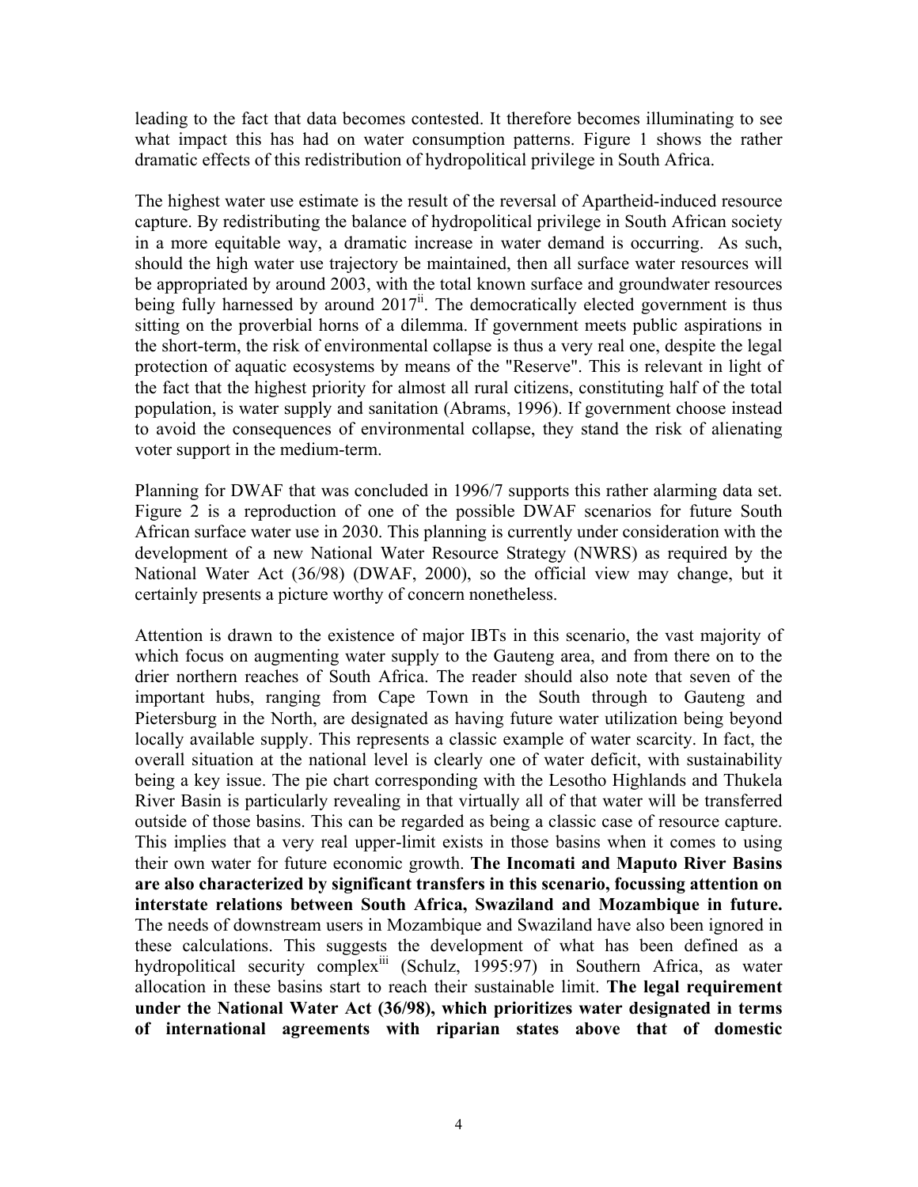leading to the fact that data becomes contested. It therefore becomes illuminating to see what impact this has had on water consumption patterns. Figure 1 shows the rather dramatic effects of this redistribution of hydropolitical privilege in South Africa.

The highest water use estimate is the result of the reversal of Apartheid-induced resource capture. By redistributing the balance of hydropolitical privilege in South African society in a more equitable way, a dramatic increase in water demand is occurring. As such, should the high water use trajectory be maintained, then all surface water resources will be appropriated by around 2003, with the total known surface and groundwater resources being fully harnessed by around 2017[ii]. The democratically elected government is thus sitting on the proverbial horns of a dilemma. If government meets public aspirations in the short-term, the risk of environmental collapse is thus a very real one, despite the legal protection of aquatic ecosystems by means of the "Reserve". This is relevant in light of the fact that the highest priority for almost all rural citizens, constituting half of the total population, is water supply and sanitation (Abrams, 1996). If government choose instead to avoid the consequences of environmental collapse, they stand the risk of alienating voter support in the medium-term.

Planning for DWAF that was concluded in 1996/7 supports this rather alarming data set. Figure 2 is a reproduction of one of the possible DWAF scenarios for future South African surface water use in 2030. This planning is currently under consideration with the development of a new National Water Resource Strategy (NWRS) as required by the National Water Act (36/98) (DWAF, 2000), so the official view may change, but it certainly presents a picture worthy of concern nonetheless.

Attention is drawn to the existence of major IBTs in this scenario, the vast majority of which focus on augmenting water supply to the Gauteng area, and from there on to the drier northern reaches of South Africa. The reader should also note that seven of the important hubs, ranging from Cape Town in the South through to Gauteng and Pietersburg in the North, are designated as having future water utilization being beyond locally available supply. This represents a classic example of water scarcity. In fact, the overall situation at the national level is clearly one of water deficit, with sustainability being a key issue. The pie chart corresponding with the Lesotho Highlands and Thukela River Basin is particularly revealing in that virtually all of that water will be transferred outside of those basins. This can be regarded as being a classic case of resource capture. This implies that a very real upper-limit exists in those basins when it comes to using their own water for future economic growth. **The Incomati and Maputo River Basins are also characterized by significant transfers in this scenario, focussing attention on interstate relations between South Africa, Swaziland and Mozambique in future.** The needs of downstream users in Mozambique and Swaziland have also been ignored in these calculations. This suggests the development of what has been defined as a hydropolitical security complex[iii] (Schulz, 1995:97) in Southern Africa, as water allocation in these basins start to reach their sustainable limit. **The legal requirement under the National Water Act (36/98), which prioritizes water designated in terms of international agreements with riparian states above that of domestic**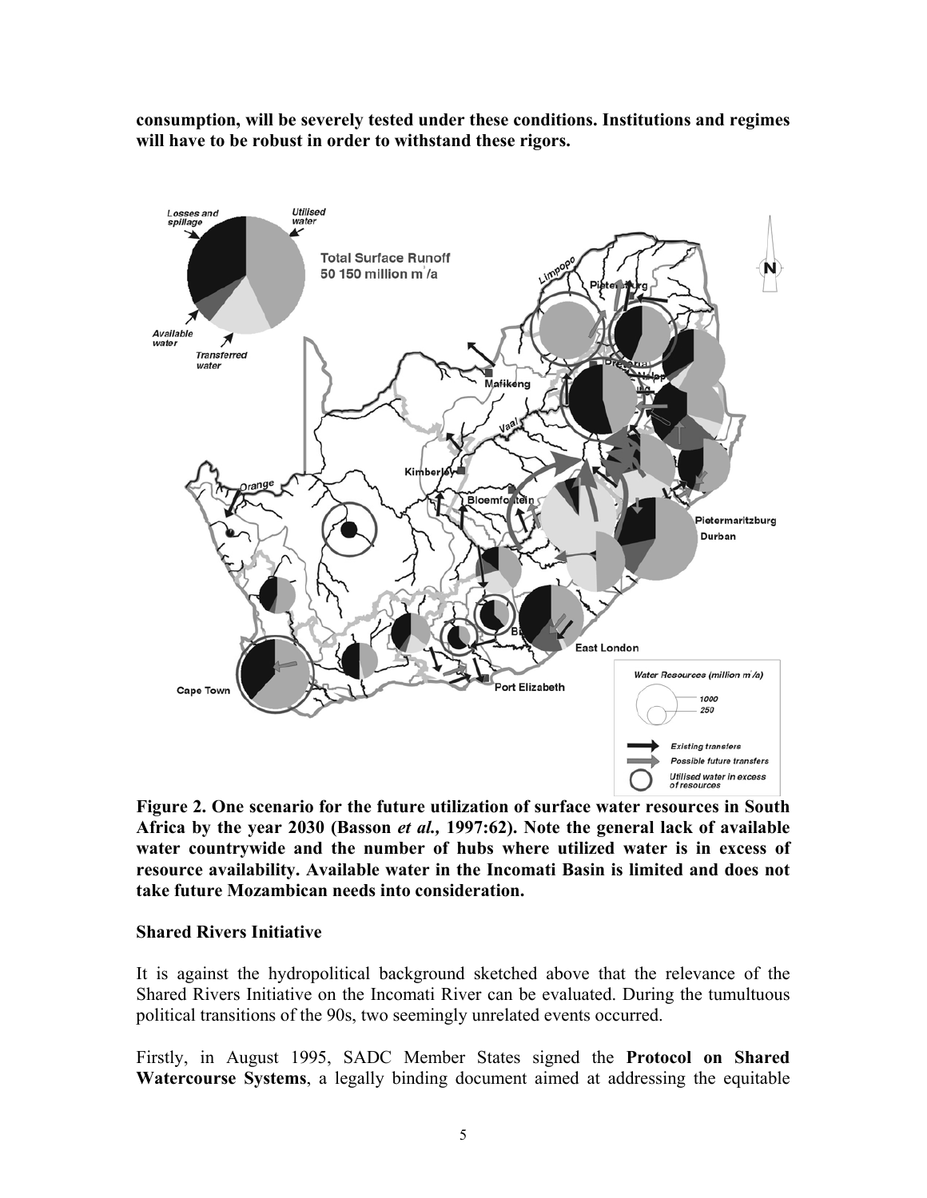**consumption, will be severely tested under these conditions. Institutions and regimes will have to be robust in order to withstand these rigors.**

**Figure 2. One scenario for the future utilization of surface water resources in South Africa by the year 2030 (Basson *et al.,* 1997:62). Note the general lack of available water countrywide and the number of hubs where utilized water is in excess of resource availability. Available water in the Incomati Basin is limited and does not take future Mozambican needs into consideration.**

### Shared Rivers Initiative

It is against the hydropolitical background sketched above that the relevance of the Shared Rivers Initiative on the Incomati River can be evaluated. During the tumultuous political transitions of the 90s, two seemingly unrelated events occurred.

Firstly, in August 1995, SADC Member States signed the **Protocol on Shared Watercourse Systems**, a legally binding document aimed at addressing the equitable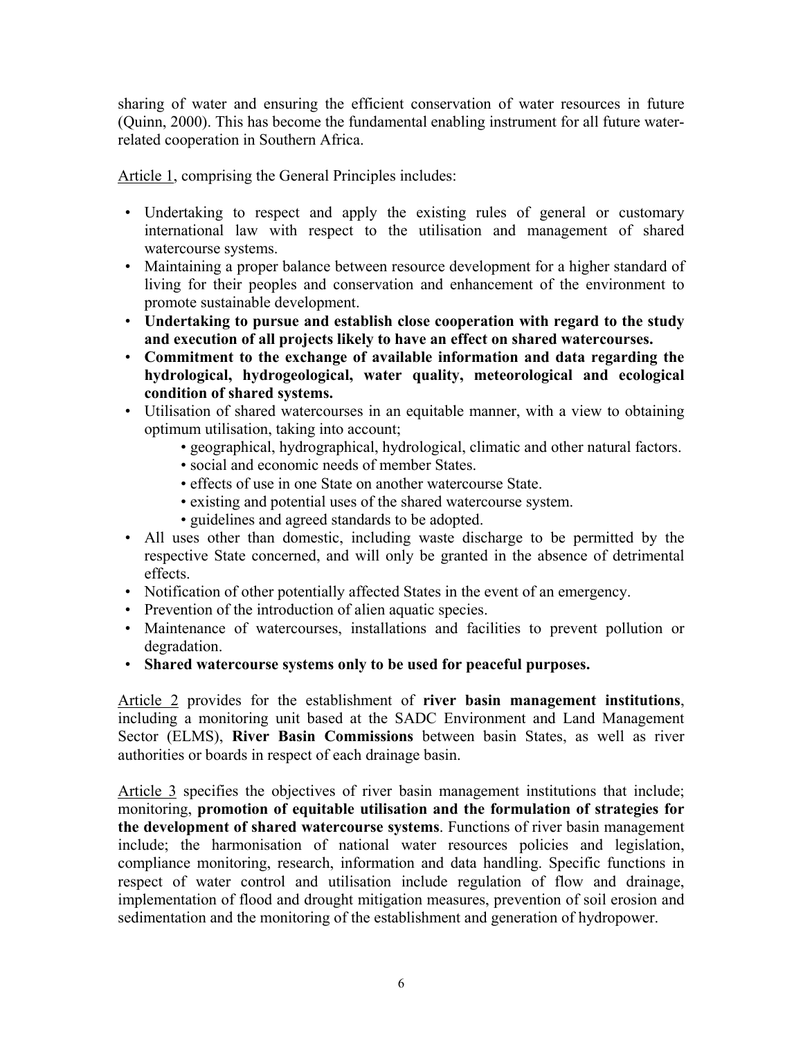sharing of water and ensuring the efficient conservation of water resources in future (Quinn, 2000). This has become the fundamental enabling instrument for all future water-related cooperation in Southern Africa.

<u>Article 1</u>, comprising the General Principles includes:

- Undertaking to respect and apply the existing rules of general or customary international law with respect to the utilisation and management of shared watercourse systems.
- Maintaining a proper balance between resource development for a higher standard of living for their peoples and conservation and enhancement of the environment to promote sustainable development.
- **Undertaking to pursue and establish close cooperation with regard to the study and execution of all projects likely to have an effect on shared watercourses.**
- **Commitment to the exchange of available information and data regarding the hydrological, hydrogeological, water quality, meteorological and ecological condition of shared systems.**
- Utilisation of shared watercourses in an equitable manner, with a view to obtaining optimum utilisation, taking into account;
    - geographical, hydrographical, hydrological, climatic and other natural factors.
    - social and economic needs of member States.
    - effects of use in one State on another watercourse State.
    - existing and potential uses of the shared watercourse system.
    - guidelines and agreed standards to be adopted.
- All uses other than domestic, including waste discharge to be permitted by the respective State concerned, and will only be granted in the absence of detrimental effects.
- Notification of other potentially affected States in the event of an emergency.
- Prevention of the introduction of alien aquatic species.
- Maintenance of watercourses, installations and facilities to prevent pollution or degradation.
- **Shared watercourse systems only to be used for peaceful purposes.**

<u>Article 2</u> provides for the establishment of **river basin management institutions**, including a monitoring unit based at the SADC Environment and Land Management Sector (ELMS), **River Basin Commissions** between basin States, as well as river authorities or boards in respect of each drainage basin.

<u>Article 3</u> specifies the objectives of river basin management institutions that include; monitoring, **promotion of equitable utilisation and the formulation of strategies for the development of shared watercourse systems**. Functions of river basin management include; the harmonisation of national water resources policies and legislation, compliance monitoring, research, information and data handling. Specific functions in respect of water control and utilisation include regulation of flow and drainage, implementation of flood and drought mitigation measures, prevention of soil erosion and sedimentation and the monitoring of the establishment and generation of hydropower.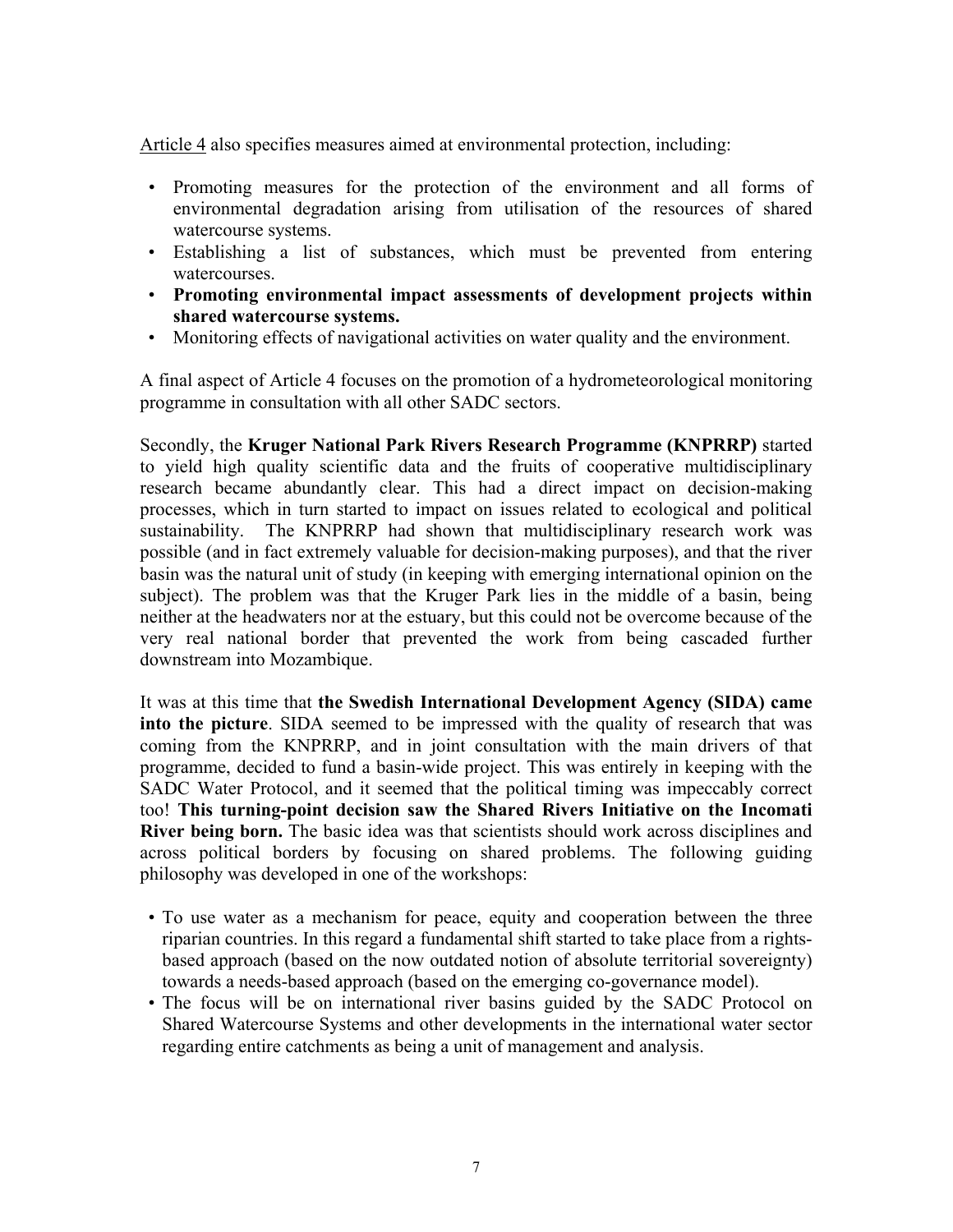Article 4 also specifies measures aimed at environmental protection, including:

- Promoting measures for the protection of the environment and all forms of environmental degradation arising from utilisation of the resources of shared watercourse systems.
- Establishing a list of substances, which must be prevented from entering watercourses.
- **Promoting environmental impact assessments of development projects within shared watercourse systems.**
- Monitoring effects of navigational activities on water quality and the environment.

A final aspect of Article 4 focuses on the promotion of a hydrometeorological monitoring programme in consultation with all other SADC sectors.

Secondly, the **Kruger National Park Rivers Research Programme (KNPRRP)** started to yield high quality scientific data and the fruits of cooperative multidisciplinary research became abundantly clear. This had a direct impact on decision-making processes, which in turn started to impact on issues related to ecological and political sustainability. The KNPRRP had shown that multidisciplinary research work was possible (and in fact extremely valuable for decision-making purposes), and that the river basin was the natural unit of study (in keeping with emerging international opinion on the subject). The problem was that the Kruger Park lies in the middle of a basin, being neither at the headwaters nor at the estuary, but this could not be overcome because of the very real national border that prevented the work from being cascaded further downstream into Mozambique.

It was at this time that **the Swedish International Development Agency (SIDA) came into the picture**. SIDA seemed to be impressed with the quality of research that was coming from the KNPRRP, and in joint consultation with the main drivers of that programme, decided to fund a basin-wide project. This was entirely in keeping with the SADC Water Protocol, and it seemed that the political timing was impeccably correct too! **This turning-point decision saw the Shared Rivers Initiative on the Incomati River being born.** The basic idea was that scientists should work across disciplines and across political borders by focusing on shared problems. The following guiding philosophy was developed in one of the workshops:

- To use water as a mechanism for peace, equity and cooperation between the three riparian countries. In this regard a fundamental shift started to take place from a rights-based approach (based on the now outdated notion of absolute territorial sovereignty) towards a needs-based approach (based on the emerging co-governance model).
- The focus will be on international river basins guided by the SADC Protocol on Shared Watercourse Systems and other developments in the international water sector regarding entire catchments as being a unit of management and analysis.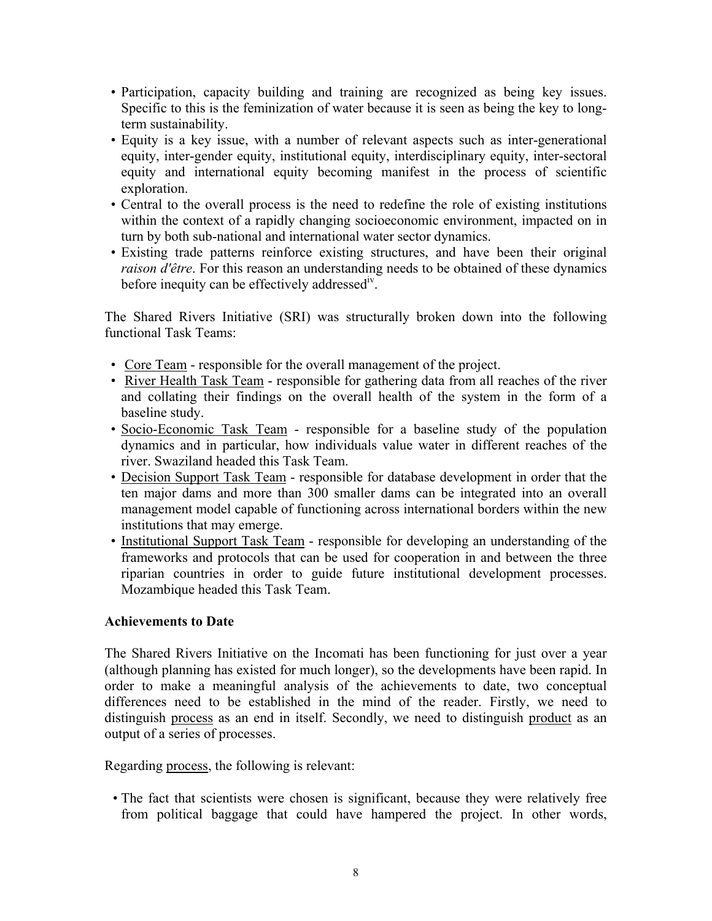- Participation, capacity building and training are recognized as being key issues. Specific to this is the feminization of water because it is seen as being the key to long-term sustainability.
- Equity is a key issue, with a number of relevant aspects such as inter-generational equity, inter-gender equity, institutional equity, interdisciplinary equity, inter-sectoral equity and international equity becoming manifest in the process of scientific exploration.
- Central to the overall process is the need to redefine the role of existing institutions within the context of a rapidly changing socioeconomic environment, impacted on in turn by both sub-national and international water sector dynamics.
- Existing trade patterns reinforce existing structures, and have been their original *raison d'être*. For this reason an understanding needs to be obtained of these dynamics before inequity can be effectively addressed[iv].

The Shared Rivers Initiative (SRI) was structurally broken down into the following functional Task Teams:

- Core Team - responsible for the overall management of the project.
- River Health Task Team - responsible for gathering data from all reaches of the river and collating their findings on the overall health of the system in the form of a baseline study.
- Socio-Economic Task Team - responsible for a baseline study of the population dynamics and in particular, how individuals value water in different reaches of the river. Swaziland headed this Task Team.
- Decision Support Task Team - responsible for database development in order that the ten major dams and more than 300 smaller dams can be integrated into an overall management model capable of functioning across international borders within the new institutions that may emerge.
- Institutional Support Task Team - responsible for developing an understanding of the frameworks and protocols that can be used for cooperation in and between the three riparian countries in order to guide future institutional development processes. Mozambique headed this Task Team.

**Achievements to Date**

The Shared Rivers Initiative on the Incomati has been functioning for just over a year (although planning has existed for much longer), so the developments have been rapid. In order to make a meaningful analysis of the achievements to date, two conceptual differences need to be established in the mind of the reader. Firstly, we need to distinguish process as an end in itself. Secondly, we need to distinguish product as an output of a series of processes.

Regarding process, the following is relevant:

- The fact that scientists were chosen is significant, because they were relatively free from political baggage that could have hampered the project. In other words,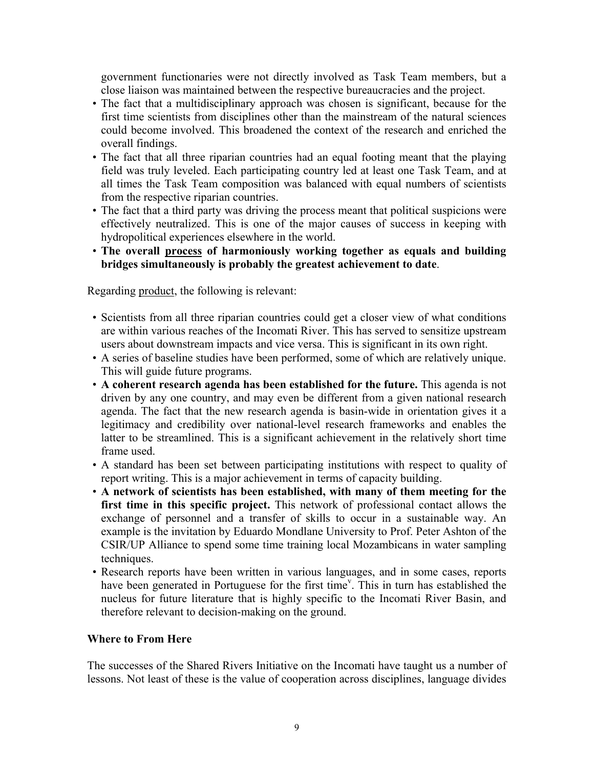government functionaries were not directly involved as Task Team members, but a close liaison was maintained between the respective bureaucracies and the project.

- The fact that a multidisciplinary approach was chosen is significant, because for the first time scientists from disciplines other than the mainstream of the natural sciences could become involved. This broadened the context of the research and enriched the overall findings.
- The fact that all three riparian countries had an equal footing meant that the playing field was truly leveled. Each participating country led at least one Task Team, and at all times the Task Team composition was balanced with equal numbers of scientists from the respective riparian countries.
- The fact that a third party was driving the process meant that political suspicions were effectively neutralized. This is one of the major causes of success in keeping with hydropolitical experiences elsewhere in the world.
- **The overall <u>process</u> of harmoniously working together as equals and building bridges simultaneously is probably the greatest achievement to date**.

Regarding <u>product</u>, the following is relevant:

- Scientists from all three riparian countries could get a closer view of what conditions are within various reaches of the Incomati River. This has served to sensitize upstream users about downstream impacts and vice versa. This is significant in its own right.
- A series of baseline studies have been performed, some of which are relatively unique. This will guide future programs.
- **A coherent research agenda has been established for the future.** This agenda is not driven by any one country, and may even be different from a given national research agenda. The fact that the new research agenda is basin-wide in orientation gives it a legitimacy and credibility over national-level research frameworks and enables the latter to be streamlined. This is a significant achievement in the relatively short time frame used.
- A standard has been set between participating institutions with respect to quality of report writing. This is a major achievement in terms of capacity building.
- **A network of scientists has been established, with many of them meeting for the first time in this specific project.** This network of professional contact allows the exchange of personnel and a transfer of skills to occur in a sustainable way. An example is the invitation by Eduardo Mondlane University to Prof. Peter Ashton of the CSIR/UP Alliance to spend some time training local Mozambicans in water sampling techniques.
- Research reports have been written in various languages, and in some cases, reports have been generated in Portuguese for the first time[v]. This in turn has established the nucleus for future literature that is highly specific to the Incomati River Basin, and therefore relevant to decision-making on the ground.

### Where to From Here

The successes of the Shared Rivers Initiative on the Incomati have taught us a number of lessons. Not least of these is the value of cooperation across disciplines, language divides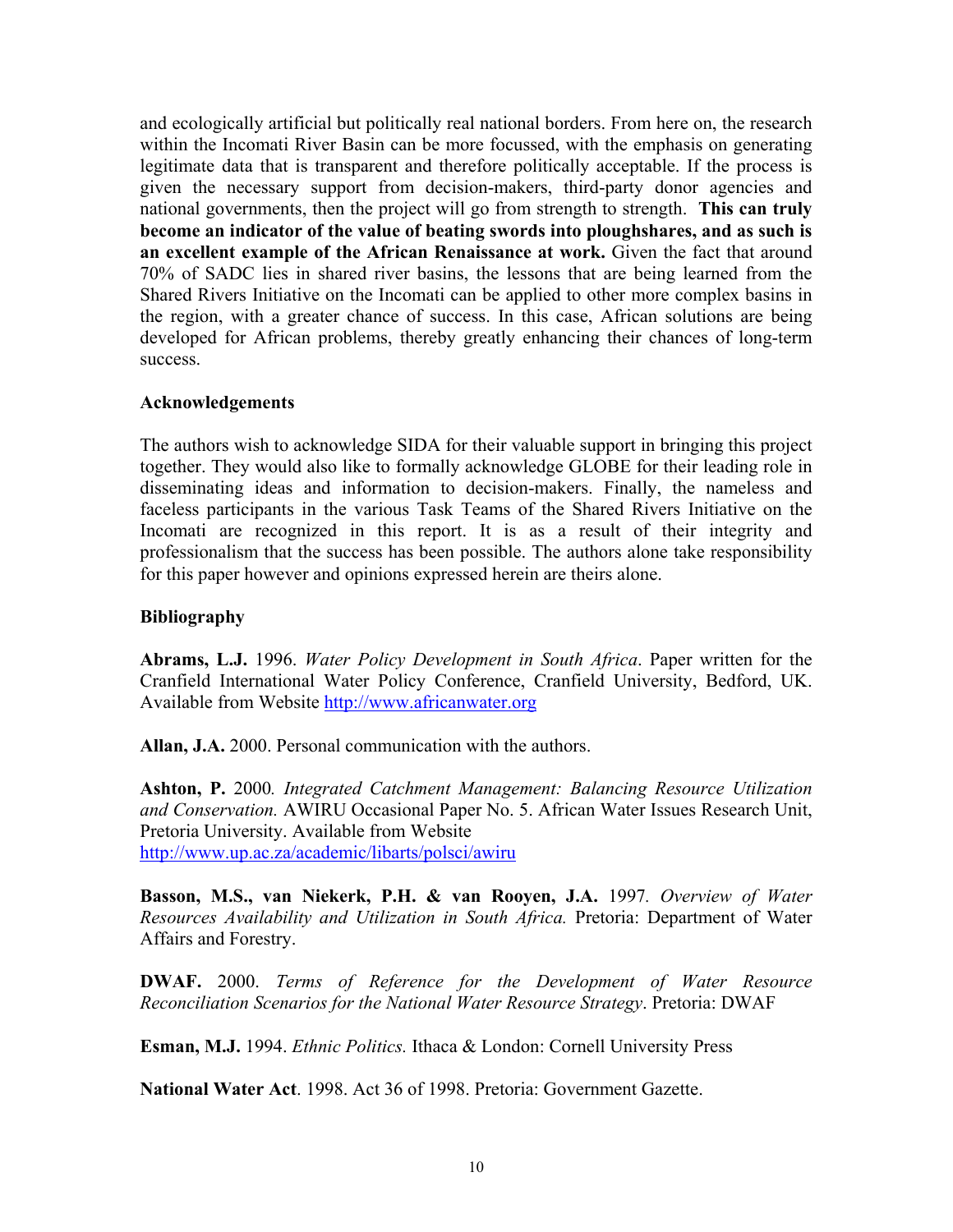and ecologically artificial but politically real national borders. From here on, the research within the Incomati River Basin can be more focussed, with the emphasis on generating legitimate data that is transparent and therefore politically acceptable. If the process is given the necessary support from decision-makers, third-party donor agencies and national governments, then the project will go from strength to strength. **This can truly become an indicator of the value of beating swords into ploughshares, and as such is an excellent example of the African Renaissance at work.** Given the fact that around 70% of SADC lies in shared river basins, the lessons that are being learned from the Shared Rivers Initiative on the Incomati can be applied to other more complex basins in the region, with a greater chance of success. In this case, African solutions are being developed for African problems, thereby greatly enhancing their chances of long-term success.

### Acknowledgements

The authors wish to acknowledge SIDA for their valuable support in bringing this project together. They would also like to formally acknowledge GLOBE for their leading role in disseminating ideas and information to decision-makers. Finally, the nameless and faceless participants in the various Task Teams of the Shared Rivers Initiative on the Incomati are recognized in this report. It is as a result of their integrity and professionalism that the success has been possible. The authors alone take responsibility for this paper however and opinions expressed herein are theirs alone.

### Bibliography

**Abrams, L.J.** 1996. *Water Policy Development in South Africa*. Paper written for the Cranfield International Water Policy Conference, Cranfield University, Bedford, UK. Available from Website http://www.africanwater.org

**Allan, J.A.** 2000. Personal communication with the authors.

**Ashton, P.** 2000*. Integrated Catchment Management: Balancing Resource Utilization and Conservation.* AWIRU Occasional Paper No. 5. African Water Issues Research Unit, Pretoria University. Available from Website http://www.up.ac.za/academic/libarts/polsci/awiru

**Basson, M.S., van Niekerk, P.H. & van Rooyen, J.A.** 1997*. Overview of Water Resources Availability and Utilization in South Africa.* Pretoria: Department of Water Affairs and Forestry.

**DWAF.** 2000. *Terms of Reference for the Development of Water Resource Reconciliation Scenarios for the National Water Resource Strategy*. Pretoria: DWAF

**Esman, M.J.** 1994. *Ethnic Politics.* Ithaca & London: Cornell University Press

**National Water Act**. 1998. Act 36 of 1998. Pretoria: Government Gazette.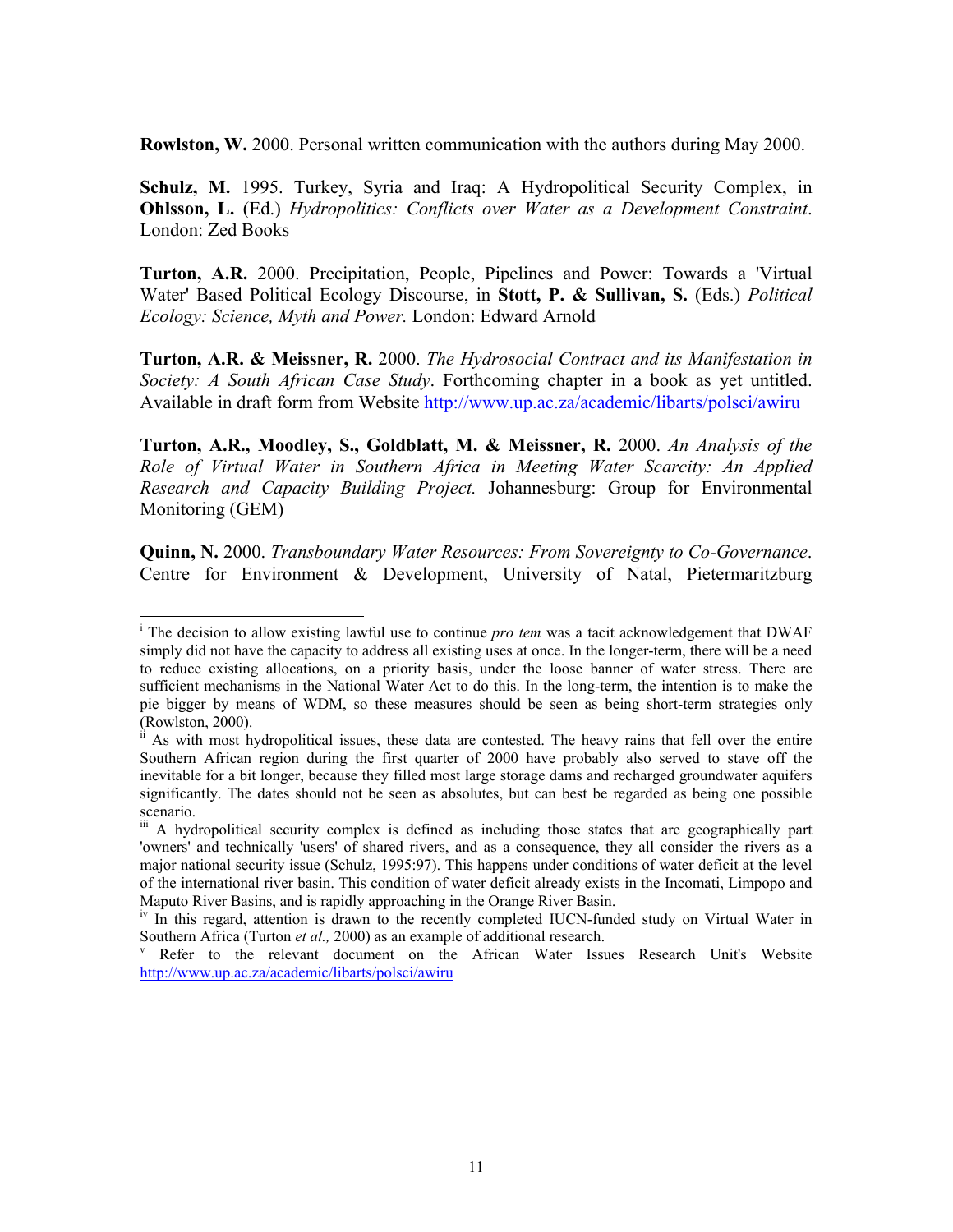**Rowlston, W.** 2000. Personal written communication with the authors during May 2000.

**Schulz, M.** 1995. Turkey, Syria and Iraq: A Hydropolitical Security Complex, in **Ohlsson, L.** (Ed.) *Hydropolitics: Conflicts over Water as a Development Constraint*. London: Zed Books

**Turton, A.R.** 2000. Precipitation, People, Pipelines and Power: Towards a 'Virtual Water' Based Political Ecology Discourse, in **Stott, P. & Sullivan, S.** (Eds.) *Political Ecology: Science, Myth and Power.* London: Edward Arnold

**Turton, A.R. & Meissner, R.** 2000. *The Hydrosocial Contract and its Manifestation in Society: A South African Case Study*. Forthcoming chapter in a book as yet untitled. Available in draft form from Website http://www.up.ac.za/academic/libarts/polsci/awiru

**Turton, A.R., Moodley, S., Goldblatt, M. & Meissner, R.** 2000. *An Analysis of the Role of Virtual Water in Southern Africa in Meeting Water Scarcity: An Applied Research and Capacity Building Project.* Johannesburg: Group for Environmental Monitoring (GEM)

**Quinn, N.** 2000. *Transboundary Water Resources: From Sovereignty to Co-Governance*. Centre for Environment & Development, University of Natal, Pietermaritzburg

---

[i] The decision to allow existing lawful use to continue *pro tem* was a tacit acknowledgement that DWAF simply did not have the capacity to address all existing uses at once. In the longer-term, there will be a need to reduce existing allocations, on a priority basis, under the loose banner of water stress. There are sufficient mechanisms in the National Water Act to do this. In the long-term, the intention is to make the pie bigger by means of WDM, so these measures should be seen as being short-term strategies only (Rowlston, 2000).

[ii] As with most hydropolitical issues, these data are contested. The heavy rains that fell over the entire Southern African region during the first quarter of 2000 have probably also served to stave off the inevitable for a bit longer, because they filled most large storage dams and recharged groundwater aquifers significantly. The dates should not be seen as absolutes, but can best be regarded as being one possible scenario.

[iii] A hydropolitical security complex is defined as including those states that are geographically part 'owners' and technically 'users' of shared rivers, and as a consequence, they all consider the rivers as a major national security issue (Schulz, 1995:97). This happens under conditions of water deficit at the level of the international river basin. This condition of water deficit already exists in the Incomati, Limpopo and Maputo River Basins, and is rapidly approaching in the Orange River Basin.

[iv] In this regard, attention is drawn to the recently completed IUCN-funded study on Virtual Water in Southern Africa (Turton *et al.,* 2000) as an example of additional research.

[v] Refer to the relevant document on the African Water Issues Research Unit's Website http://www.up.ac.za/academic/libarts/polsci/awiru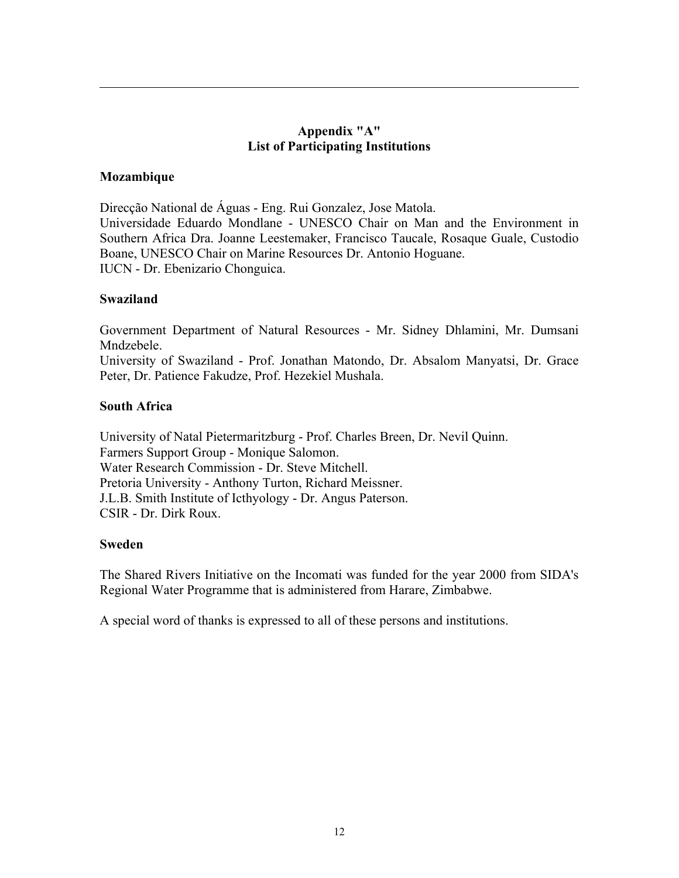## Appendix "A"
## List of Participating Institutions

### Mozambique

Direcção National de Águas - Eng. Rui Gonzalez, Jose Matola.
Universidade Eduardo Mondlane - UNESCO Chair on Man and the Environment in Southern Africa Dra. Joanne Leestemaker, Francisco Taucale, Rosaque Guale, Custodio Boane, UNESCO Chair on Marine Resources Dr. Antonio Hoguane.
IUCN - Dr. Ebenizario Chonguica.

### Swaziland

Government Department of Natural Resources - Mr. Sidney Dhlamini, Mr. Dumsani Mndzebele.
University of Swaziland - Prof. Jonathan Matondo, Dr. Absalom Manyatsi, Dr. Grace Peter, Dr. Patience Fakudze, Prof. Hezekiel Mushala.

### South Africa

University of Natal Pietermaritzburg - Prof. Charles Breen, Dr. Nevil Quinn.
Farmers Support Group - Monique Salomon.
Water Research Commission - Dr. Steve Mitchell.
Pretoria University - Anthony Turton, Richard Meissner.
J.L.B. Smith Institute of Icthyology - Dr. Angus Paterson.
CSIR - Dr. Dirk Roux.

### Sweden

The Shared Rivers Initiative on the Incomati was funded for the year 2000 from SIDA's Regional Water Programme that is administered from Harare, Zimbabwe.

A special word of thanks is expressed to all of these persons and institutions.